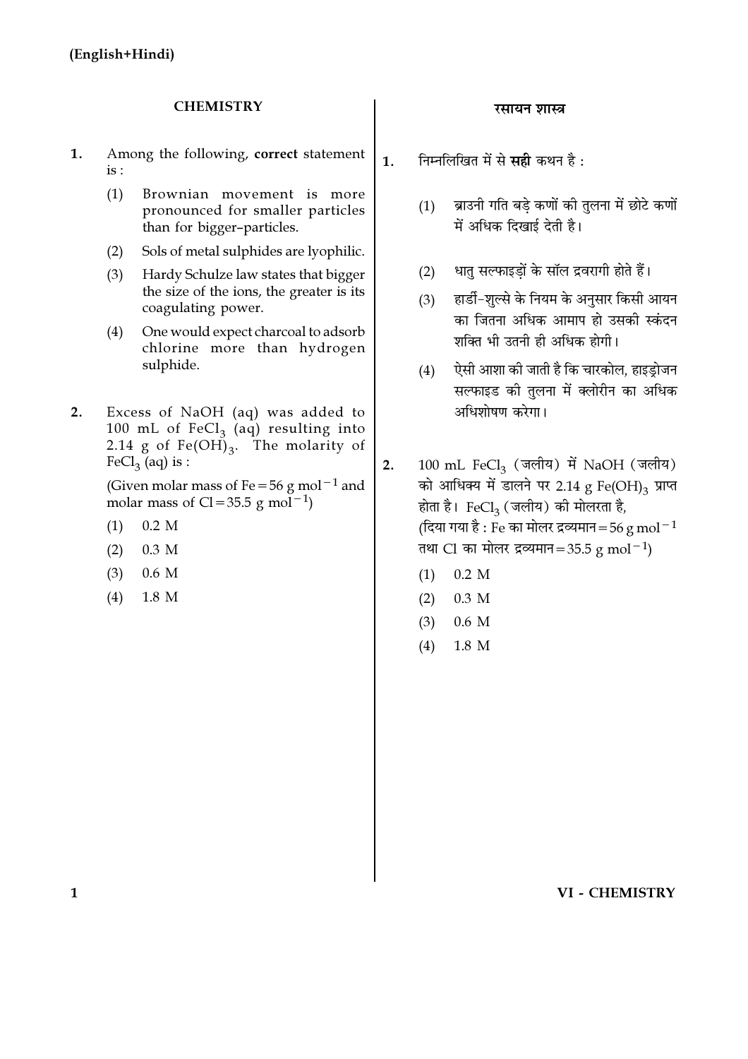(English+Hindi)

## CHEMISTRY

1. Among the following, **correct** statement is :

   (1) Brownian movement is more pronounced for smaller particles than for bigger-particles.

   (2) Sols of metal sulphides are lyophilic.

   (3) Hardy Schulze law states that bigger the size of the ions, the greater is its coagulating power.

   (4) One would expect charcoal to adsorb chlorine more than hydrogen sulphide.

2. Excess of NaOH (aq) was added to 100 mL of $FeCl_3$ (aq) resulting into 2.14 g of $Fe(OH)_3$. The molarity of $FeCl_3$ (aq) is :

   (Given molar mass of Fe = 56 g $mol^{-1}$ and molar mass of Cl = 35.5 g $mol^{-1}$)

   (1) 0.2 M

   (2) 0.3 M

   (3) 0.6 M

   (4) 1.8 M

## रसायन शास्त्र

1. निम्नलिखित में से **सही** कथन है :

   (1) ब्राउनी गति बड़े कणों की तुलना में छोटे कणों में अधिक दिखाई देती है।

   (2) धातु सल्फाइड़ों के सॉल द्रवरागी होते हैं।

   (3) हार्डी-शुल्से के नियम के अनुसार किसी आयन का जितना अधिक आमाप हो उसकी स्कंदन शक्ति भी उतनी ही अधिक होगी।

   (4) ऐसी आशा की जाती है कि चारकोल, हाइड्रोजन सल्फाइड की तुलना में क्लोरीन का अधिक अधिशोषण करेगा।

2. 100 mL $FeCl_3$ (जलीय) में NaOH (जलीय) को आधिक्य में डालने पर 2.14 g $Fe(OH)_3$ प्राप्त होता है। $FeCl_3$ (जलीय) की मोलरता है,
   (दिया गया है : Fe का मोलर द्रव्यमान = 56 g $mol^{-1}$ तथा Cl का मोलर द्रव्यमान = 35.5 g $mol^{-1}$)

   (1) 0.2 M

   (2) 0.3 M

   (3) 0.6 M

   (4) 1.8 M

VI - CHEMISTRY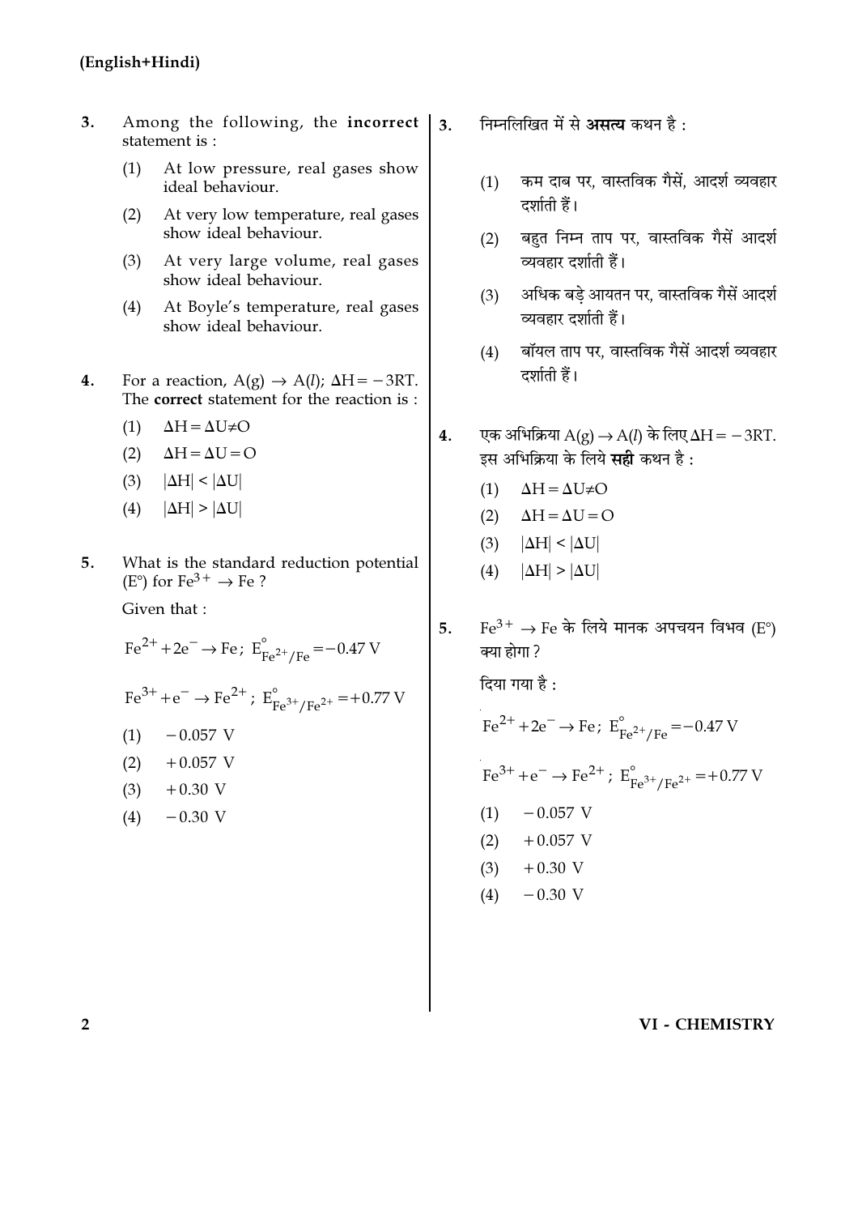(English+Hindi)

3. Among the following, the **incorrect** statement is :

   (1) At low pressure, real gases show ideal behaviour.

   (2) At very low temperature, real gases show ideal behaviour.

   (3) At very large volume, real gases show ideal behaviour.

   (4) At Boyle's temperature, real gases show ideal behaviour.

4. For a reaction, $A(g) \rightarrow A(l)$; $\Delta H = -3RT$. The **correct** statement for the reaction is :

   (1) $\Delta H = \Delta U \neq O$

   (2) $\Delta H = \Delta U = O$

   (3) $|\Delta H| < |\Delta U|$

   (4) $|\Delta H| > |\Delta U|$

5. What is the standard reduction potential (E°) for $Fe^{3+} \rightarrow Fe$ ?

   Given that :

   $Fe^{2+} + 2e^- \rightarrow Fe$; $E^\circ_{Fe^{2+}/Fe} = -0.47$ V

   $Fe^{3+} + e^- \rightarrow Fe^{2+}$; $E^\circ_{Fe^{3+}/Fe^{2+}} = +0.77$ V

   (1) $-0.057$ V

   (2) $+0.057$ V

   (3) $+0.30$ V

   (4) $-0.30$ V

3. निम्नलिखित में से **असत्य** कथन है :

   (1) कम दाब पर, वास्तविक गैसें, आदर्श व्यवहार दर्शाती हैं।

   (2) बहुत निम्न ताप पर, वास्तविक गैसें आदर्श व्यवहार दर्शाती हैं।

   (3) अधिक बड़े आयतन पर, वास्तविक गैसें आदर्श व्यवहार दर्शाती हैं।

   (4) बॉयल ताप पर, वास्तविक गैसें आदर्श व्यवहार दर्शाती हैं।

4. एक अभिक्रिया $A(g) \rightarrow A(l)$ के लिए $\Delta H = -3RT$. इस अभिक्रिया के लिये **सही** कथन है :

   (1) $\Delta H = \Delta U \neq O$

   (2) $\Delta H = \Delta U = O$

   (3) $|\Delta H| < |\Delta U|$

   (4) $|\Delta H| > |\Delta U|$

5. $Fe^{3+} \rightarrow Fe$ के लिये मानक अपचयन विभव (E°) क्या होगा ?

   दिया गया है :

   $Fe^{2+} + 2e^- \rightarrow Fe$; $E^\circ_{Fe^{2+}/Fe} = -0.47$ V

   $Fe^{3+} + e^- \rightarrow Fe^{2+}$; $E^\circ_{Fe^{3+}/Fe^{2+}} = +0.77$ V

   (1) $-0.057$ V

   (2) $+0.057$ V

   (3) $+0.30$ V

   (4) $-0.30$ V

VI - CHEMISTRY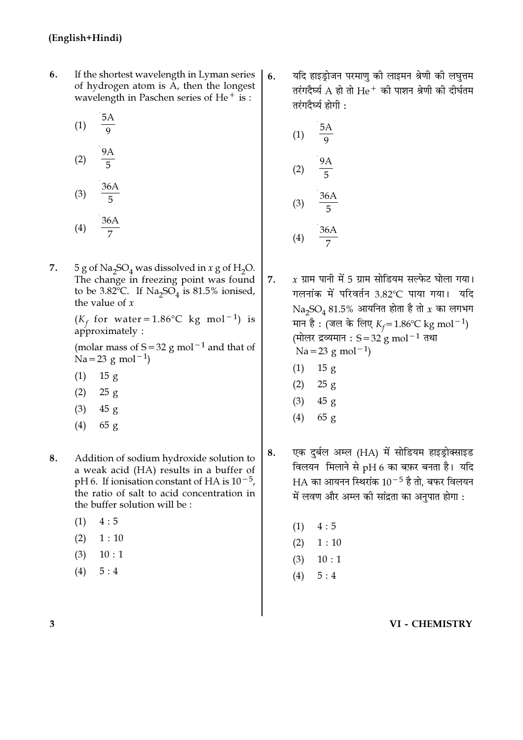6. If the shortest wavelength in Lyman series of hydrogen atom is A, then the longest wavelength in Paschen series of $He^+$ is :

(1) $\frac{5A}{9}$

(2) $\frac{9A}{5}$

(3) $\frac{36A}{5}$

(4) $\frac{36A}{7}$

6. यदि हाइड्रोजन परमाणु की लाइमन श्रेणी की लघुत्तम तरंगदैर्घ्य A हो तो $He^+$ की पाशन श्रेणी की दीर्घतम तरंगदैर्घ्य होगी :

(1) $\frac{5A}{9}$

(2) $\frac{9A}{5}$

(3) $\frac{36A}{5}$

(4) $\frac{36A}{7}$

7. 5 g of $Na_2SO_4$ was dissolved in $x$ g of $H_2O$. The change in freezing point was found to be 3.82°C. If $Na_2SO_4$ is 81.5% ionised, the value of $x$

($K_f$ for water = 1.86°C kg mol$^{-1}$) is approximately :

(molar mass of S = 32 g mol$^{-1}$ and that of Na = 23 g mol$^{-1}$)

(1) 15 g

(2) 25 g

(3) 45 g

(4) 65 g

7. $x$ ग्राम पानी में 5 ग्राम सोडियम सल्फेट घोला गया। गलनांक में परिवर्तन 3.82°C पाया गया। यदि $Na_2SO_4$ 81.5% आयनित होता है तो $x$ का लगभग मान है : (जल के लिए $K_f$ = 1.86°C kg mol$^{-1}$) (मोलर द्रव्यमान : S = 32 g mol$^{-1}$ तथा Na = 23 g mol$^{-1}$)

(1) 15 g

(2) 25 g

(3) 45 g

(4) 65 g

8. Addition of sodium hydroxide solution to a weak acid (HA) results in a buffer of pH 6. If ionisation constant of HA is $10^{-5}$, the ratio of salt to acid concentration in the buffer solution will be :

(1) 4 : 5

(2) 1 : 10

(3) 10 : 1

(4) 5 : 4

8. एक दुर्बल अम्ल (HA) में सोडियम हाइड्रोक्साइड विलयन मिलाने से pH 6 का बफ़र बनता है। यदि HA का आयनन स्थिरांक $10^{-5}$ है तो, बफर विलयन में लवण और अम्ल की सांद्रता का अनुपात होगा :

(1) 4 : 5

(2) 1 : 10

(3) 10 : 1

(4) 5 : 4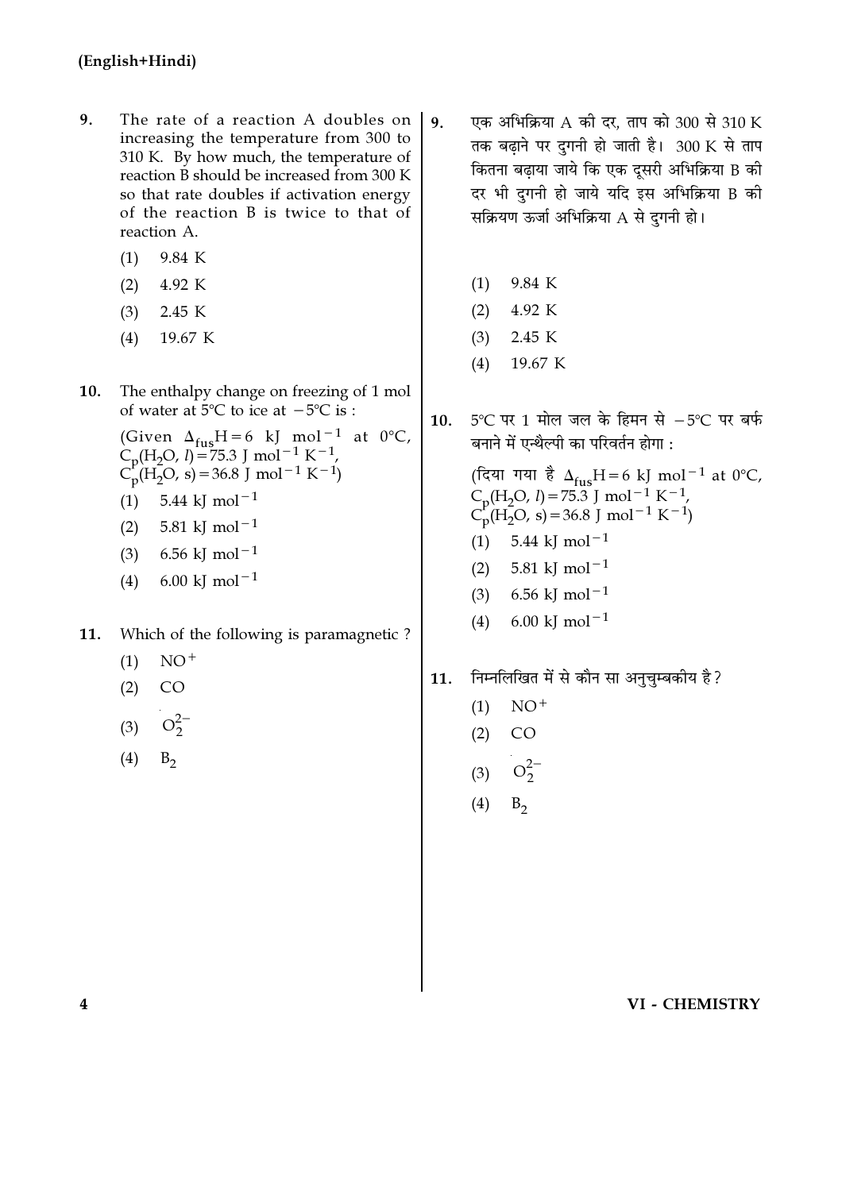9. The rate of a reaction A doubles on increasing the temperature from 300 to 310 K. By how much, the temperature of reaction B should be increased from 300 K so that rate doubles if activation energy of the reaction B is twice to that of reaction A.

   (1) 9.84 K

   (2) 4.92 K

   (3) 2.45 K

   (4) 19.67 K

10. The enthalpy change on freezing of 1 mol of water at 5°C to ice at $-5$°C is :

    (Given $\Delta_{fus}H = 6$ kJ $mol^{-1}$ at 0°C, $C_p(H_2O, l) = 75.3$ J $mol^{-1}$ $K^{-1}$, $C_p(H_2O, s) = 36.8$ J $mol^{-1}$ $K^{-1}$)

    (1) 5.44 kJ $mol^{-1}$

    (2) 5.81 kJ $mol^{-1}$

    (3) 6.56 kJ $mol^{-1}$

    (4) 6.00 kJ $mol^{-1}$

11. Which of the following is paramagnetic ?

    (1) $NO^+$

    (2) CO

    (3) $O_2^{2-}$

    (4) $B_2$

9. एक अभिक्रिया A की दर, ताप को 300 से 310 K तक बढ़ाने पर दुगनी हो जाती है। 300 K से ताप कितना बढ़ाया जाये कि एक दूसरी अभिक्रिया B की दर भी दुगनी हो जाये यदि इस अभिक्रिया B की सक्रियण ऊर्जा अभिक्रिया A से दुगनी हो।

   (1) 9.84 K

   (2) 4.92 K

   (3) 2.45 K

   (4) 19.67 K

10. 5°C पर 1 मोल जल के हिमन से $-5$°C पर बर्फ बनाने में एन्थैल्पी का परिवर्तन होगा :

    (दिया गया है $\Delta_{fus}H = 6$ kJ $mol^{-1}$ at 0°C, $C_p(H_2O, l) = 75.3$ J $mol^{-1}$ $K^{-1}$, $C_p(H_2O, s) = 36.8$ J $mol^{-1}$ $K^{-1}$)

    (1) 5.44 kJ $mol^{-1}$

    (2) 5.81 kJ $mol^{-1}$

    (3) 6.56 kJ $mol^{-1}$

    (4) 6.00 kJ $mol^{-1}$

11. निम्नलिखित में से कौन सा अनुचुम्बकीय है ?

    (1) $NO^+$

    (2) CO

    (3) $O_2^{2-}$

    (4) $B_2$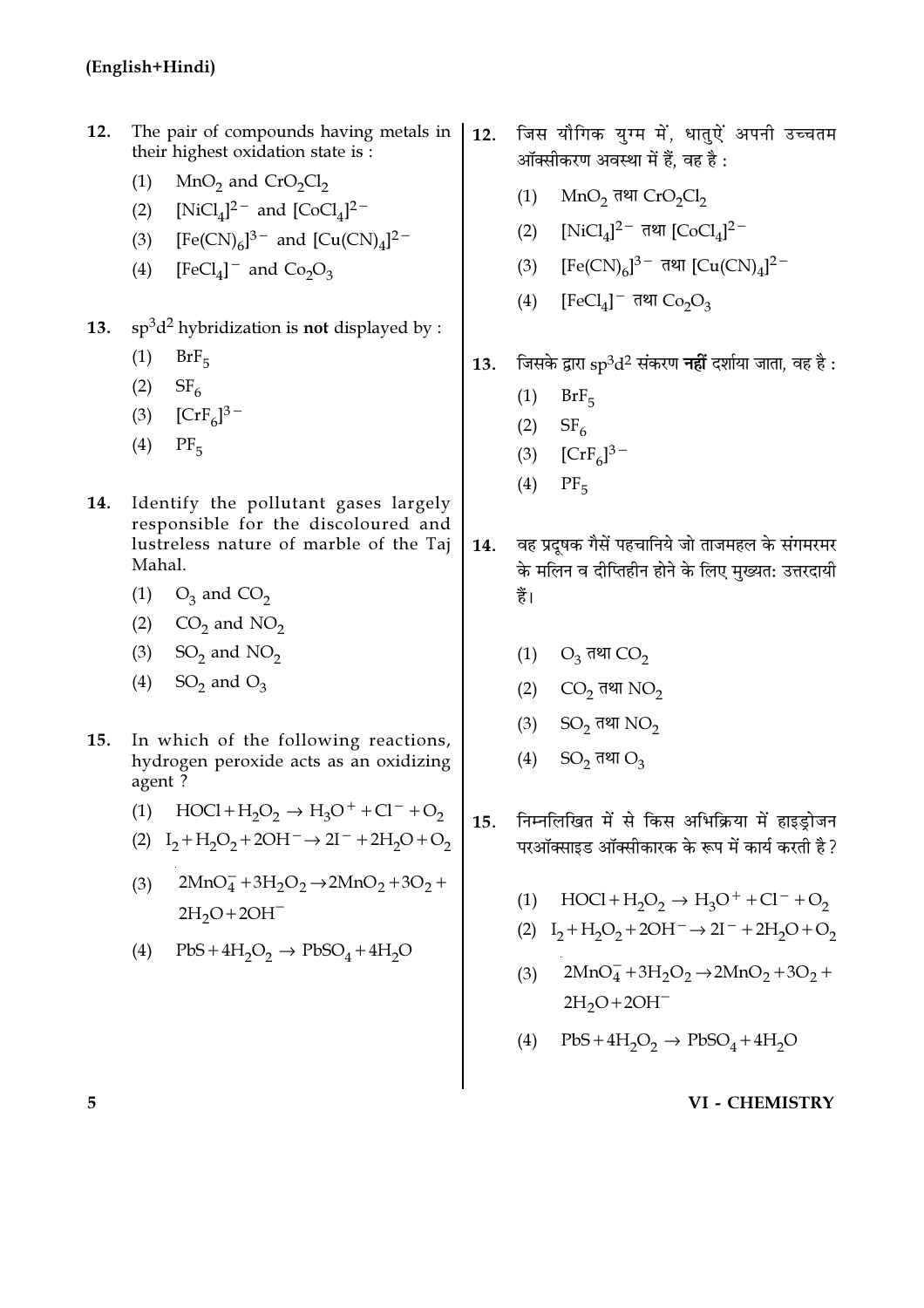**(English+Hindi)**

**12.** The pair of compounds having metals in their highest oxidation state is :

(1) $MnO_2$ and $CrO_2Cl_2$

(2) $[NiCl_4]^{2-}$ and $[CoCl_4]^{2-}$

(3) $[Fe(CN)_6]^{3-}$ and $[Cu(CN)_4]^{2-}$

(4) $[FeCl_4]^-$ and $Co_2O_3$

**13.** $sp^3d^2$ hybridization is **not** displayed by :

(1) $BrF_5$

(2) $SF_6$

(3) $[CrF_6]^{3-}$

(4) $PF_5$

**14.** Identify the pollutant gases largely responsible for the discoloured and lustreless nature of marble of the Taj Mahal.

(1) $O_3$ and $CO_2$

(2) $CO_2$ and $NO_2$

(3) $SO_2$ and $NO_2$

(4) $SO_2$ and $O_3$

**15.** In which of the following reactions, hydrogen peroxide acts as an oxidizing agent ?

(1) $HOCl + H_2O_2 \rightarrow H_3O^+ + Cl^- + O_2$

(2) $I_2 + H_2O_2 + 2OH^- \rightarrow 2I^- + 2H_2O + O_2$

(3) $2MnO_4^- + 3H_2O_2 \rightarrow 2MnO_2 + 3O_2 + 2H_2O + 2OH^-$

(4) $PbS + 4H_2O_2 \rightarrow PbSO_4 + 4H_2O$

**12.** जिस यौगिक युग्म में, धातुऐं अपनी उच्चतम ऑक्सीकरण अवस्था में हैं, वह है :

(1) $MnO_2$ तथा $CrO_2Cl_2$

(2) $[NiCl_4]^{2-}$ तथा $[CoCl_4]^{2-}$

(3) $[Fe(CN)_6]^{3-}$ तथा $[Cu(CN)_4]^{2-}$

(4) $[FeCl_4]^-$ तथा $Co_2O_3$

**13.** जिसके द्वारा $sp^3d^2$ संकरण **नहीं** दर्शाया जाता, वह है :

(1) $BrF_5$

(2) $SF_6$

(3) $[CrF_6]^{3-}$

(4) $PF_5$

**14.** वह प्रदूषक गैसें पहचानिये जो ताजमहल के संगमरमर के मलिन व दीप्तिहीन होने के लिए मुख्यत: उत्तरदायी हैं।

(1) $O_3$ तथा $CO_2$

(2) $CO_2$ तथा $NO_2$

(3) $SO_2$ तथा $NO_2$

(4) $SO_2$ तथा $O_3$

**15.** निम्नलिखित में से किस अभिक्रिया में हाइड्रोजन परऑक्साइड ऑक्सीकारक के रूप में कार्य करती है ?

(1) $HOCl + H_2O_2 \rightarrow H_3O^+ + Cl^- + O_2$

(2) $I_2 + H_2O_2 + 2OH^- \rightarrow 2I^- + 2H_2O + O_2$

(3) $2MnO_4^- + 3H_2O_2 \rightarrow 2MnO_2 + 3O_2 + 2H_2O + 2OH^-$

(4) $PbS + 4H_2O_2 \rightarrow PbSO_4 + 4H_2O$

VI - CHEMISTRY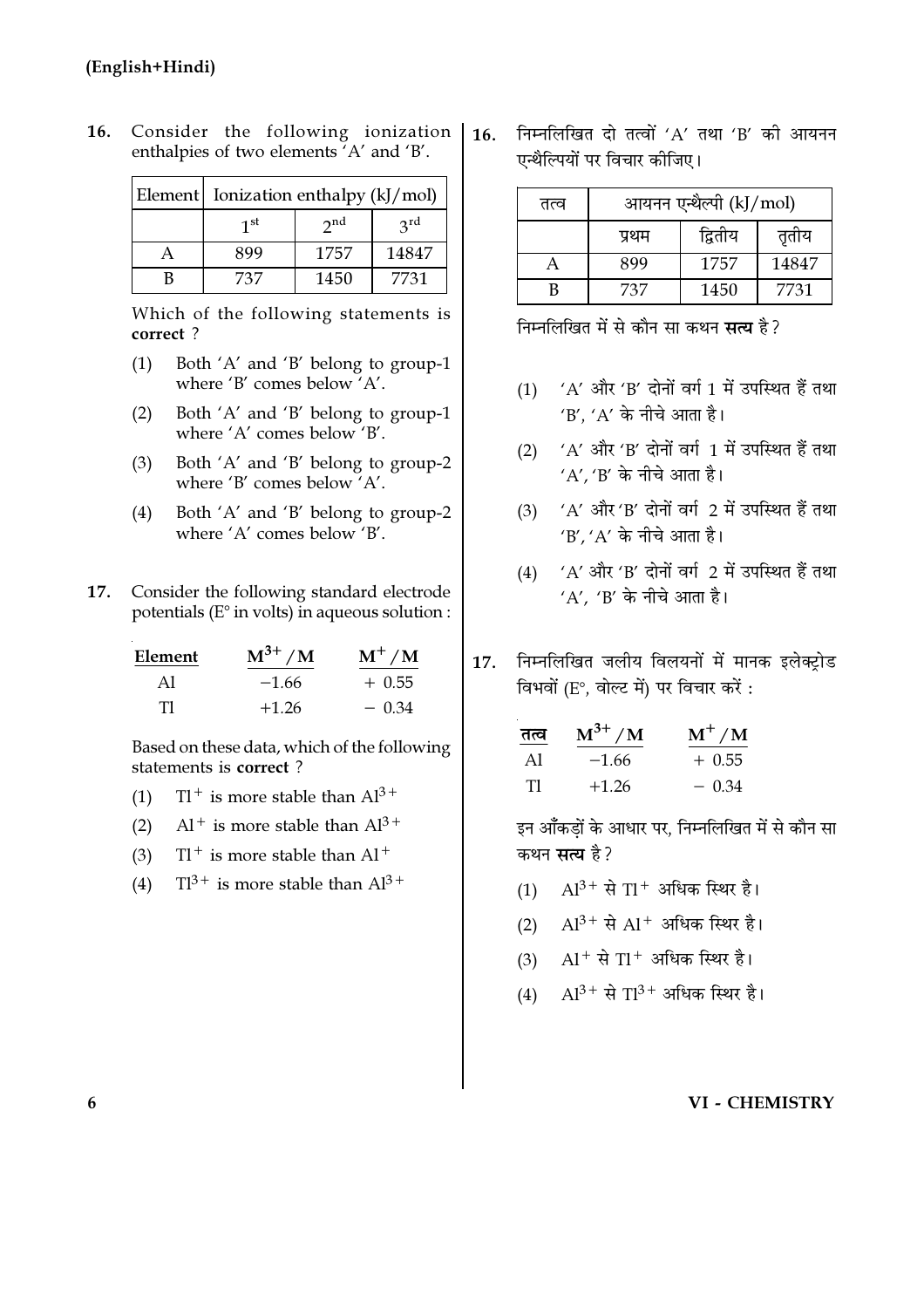**(English+Hindi)**

16. Consider the following ionization enthalpies of two elements 'A' and 'B'.

| Element | Ionization enthalpy (kJ/mol) | | |
|---|---|---|---|
| | $1^{st}$ | $2^{nd}$ | $3^{rd}$ |
| A | 899 | 1757 | 14847 |
| B | 737 | 1450 | 7731 |

Which of the following statements is **correct** ?

(1) Both 'A' and 'B' belong to group-1 where 'B' comes below 'A'.

(2) Both 'A' and 'B' belong to group-1 where 'A' comes below 'B'.

(3) Both 'A' and 'B' belong to group-2 where 'B' comes below 'A'.

(4) Both 'A' and 'B' belong to group-2 where 'A' comes below 'B'.

17. Consider the following standard electrode potentials (E° in volts) in aqueous solution :

| Element | $M^{3+}/M$ | $M^{+}/M$ |
|---|---|---|
| Al | −1.66 | + 0.55 |
| Tl | +1.26 | − 0.34 |

Based on these data, which of the following statements is **correct** ?

(1) $Tl^{+}$ is more stable than $Al^{3+}$

(2) $Al^{+}$ is more stable than $Al^{3+}$

(3) $Tl^{+}$ is more stable than $Al^{+}$

(4) $Tl^{3+}$ is more stable than $Al^{3+}$

16. निम्नलिखित दो तत्वों 'A' तथा 'B' की आयनन एन्थैल्पियों पर विचार कीजिए।

| तत्व | आयनन एन्थैल्पी (kJ/mol) | | |
|---|---|---|---|
| | प्रथम | द्वितीय | तृतीय |
| A | 899 | 1757 | 14847 |
| B | 737 | 1450 | 7731 |

निम्नलिखित में से कौन सा कथन **सत्य** है?

(1) 'A' और 'B' दोनों वर्ग 1 में उपस्थित हैं तथा 'B', 'A' के नीचे आता है।

(2) 'A' और 'B' दोनों वर्ग 1 में उपस्थित हैं तथा 'A', 'B' के नीचे आता है।

(3) 'A' और 'B' दोनों वर्ग 2 में उपस्थित हैं तथा 'B', 'A' के नीचे आता है।

(4) 'A' और 'B' दोनों वर्ग 2 में उपस्थित हैं तथा 'A', 'B' के नीचे आता है।

17. निम्नलिखित जलीय विलयनों में मानक इलेक्ट्रोड विभवों (E°, वोल्ट में) पर विचार करें :

| तत्व | $M^{3+}/M$ | $M^{+}/M$ |
|---|---|---|
| Al | −1.66 | + 0.55 |
| Tl | +1.26 | − 0.34 |

इन आँकड़ों के आधार पर, निम्नलिखित में से कौन सा कथन **सत्य** है?

(1) $Al^{3+}$ से $Tl^{+}$ अधिक स्थिर है।

(2) $Al^{3+}$ से $Al^{+}$ अधिक स्थिर है।

(3) $Al^{+}$ से $Tl^{+}$ अधिक स्थिर है।

(4) $Al^{3+}$ से $Tl^{3+}$ अधिक स्थिर है।

**VI - CHEMISTRY**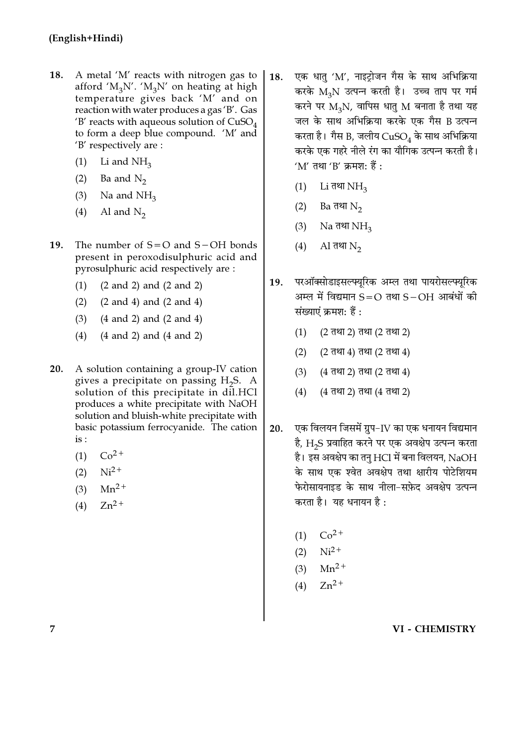(English+Hindi)

18. A metal 'M' reacts with nitrogen gas to afford '$M_3N$'. '$M_3N$' on heating at high temperature gives back 'M' and on reaction with water produces a gas 'B'. Gas 'B' reacts with aqueous solution of $CuSO_4$ to form a deep blue compound. 'M' and 'B' respectively are :

    (1) Li and $NH_3$
    (2) Ba and $N_2$
    (3) Na and $NH_3$
    (4) Al and $N_2$

19. The number of $S=O$ and $S-OH$ bonds present in peroxodisulphuric acid and pyrosulphuric acid respectively are :

    (1) (2 and 2) and (2 and 2)
    (2) (2 and 4) and (2 and 4)
    (3) (4 and 2) and (2 and 4)
    (4) (4 and 2) and (4 and 2)

20. A solution containing a group-IV cation gives a precipitate on passing $H_2S$. A solution of this precipitate in dil.HCl produces a white precipitate with NaOH solution and bluish-white precipitate with basic potassium ferrocyanide. The cation is :

    (1) $Co^{2+}$
    (2) $Ni^{2+}$
    (3) $Mn^{2+}$
    (4) $Zn^{2+}$

18. एक धातु 'M', नाइट्रोजन गैस के साथ अभिक्रिया करके $M_3N$ उत्पन्न करती है। उच्च ताप पर गर्म करने पर $M_3N$, वापिस धातु M बनाता है तथा यह जल के साथ अभिक्रिया करके एक गैस B उत्पन्न करता है। गैस B, जलीय $CuSO_4$ के साथ अभिक्रिया करके एक गहरे नीले रंग का यौगिक उत्पन्न करती है। 'M' तथा 'B' क्रमश: हैं :

    (1) Li तथा $NH_3$
    (2) Ba तथा $N_2$
    (3) Na तथा $NH_3$
    (4) Al तथा $N_2$

19. परऑक्सोडाइसल्फ्यूरिक अम्ल तथा पायरोसल्फ्यूरिक अम्ल में विद्यमान $S=O$ तथा $S-OH$ आबंधों की संख्याएं क्रमश: हैं :

    (1) (2 तथा 2) तथा (2 तथा 2)
    (2) (2 तथा 4) तथा (2 तथा 4)
    (3) (4 तथा 2) तथा (2 तथा 4)
    (4) (4 तथा 2) तथा (4 तथा 2)

20. एक विलयन जिसमें ग्रुप-IV का एक धनायन विद्यमान है, $H_2S$ प्रवाहित करने पर एक अवक्षेप उत्पन्न करता है। इस अवक्षेप का तनु HCl में बना विलयन, NaOH के साथ एक श्वेत अवक्षेप तथा क्षारीय पोटेशियम फेरोसायनाइड के साथ नीला-सफ़ेद अवक्षेप उत्पन्न करता है। यह धनायन है :

    (1) $Co^{2+}$
    (2) $Ni^{2+}$
    (3) $Mn^{2+}$
    (4) $Zn^{2+}$

VI - CHEMISTRY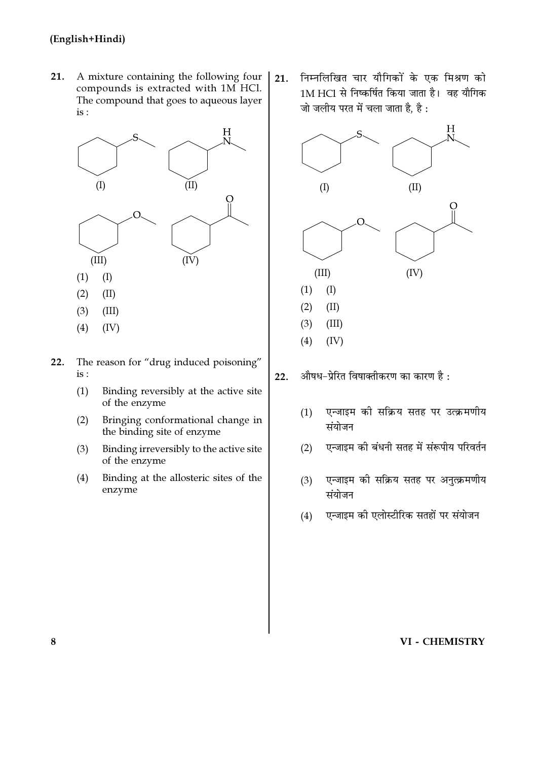**21.** A mixture containing the following four compounds is extracted with 1M HCl. The compound that goes to aqueous layer is :

(I) (II)

(III) (IV)

(1) (I)

(2) (II)

(3) (III)

(4) (IV)

**22.** The reason for "drug induced poisoning" is :

(1) Binding reversibly at the active site of the enzyme

(2) Bringing conformational change in the binding site of enzyme

(3) Binding irreversibly to the active site of the enzyme

(4) Binding at the allosteric sites of the enzyme

**21.** निम्नलिखित चार यौगिकों के एक मिश्रण को 1M HCl से निष्कर्षित किया जाता है। वह यौगिक जो जलीय परत में चला जाता है, है :

(I) (II)

(III) (IV)

(1) (I)

(2) (II)

(3) (III)

(4) (IV)

**22.** औषध-प्रेरित विषाक्तीकरण का कारण है :

(1) एन्जाइम की सक्रिय सतह पर उत्क्रमणीय संयोजन

(2) एन्जाइम की बंधनी सतह में संरूपीय परिवर्तन

(3) एन्जाइम की सक्रिय सतह पर अनुत्क्रमणीय संयोजन

(4) एन्जाइम की एलोस्टीरिक सतहों पर संयोजन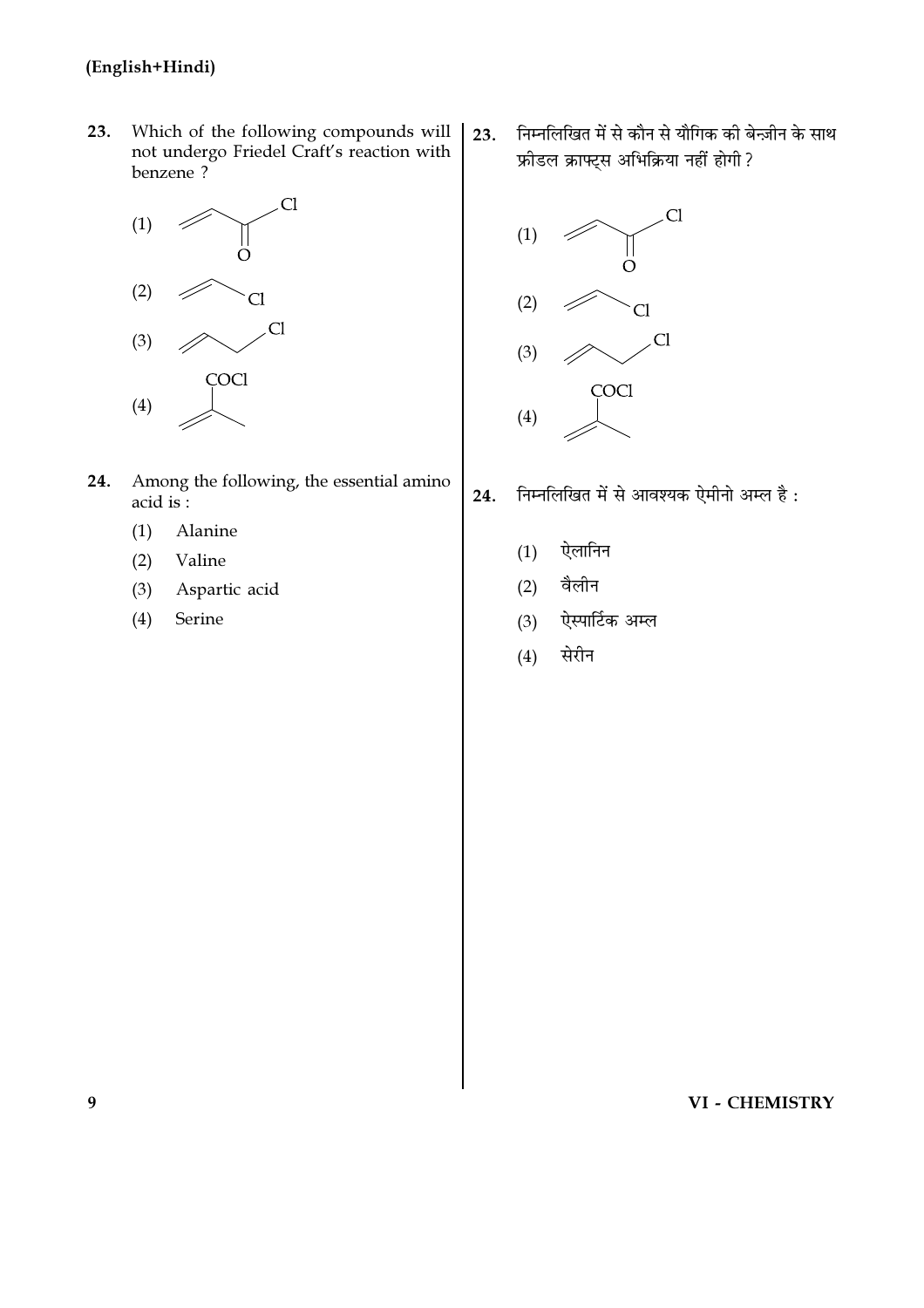23. Which of the following compounds will not undergo Friedel Craft's reaction with benzene ?

(1) $CH_2=CH-COCl$

(2) $CH_2=CH-Cl$

(3) $CH_2=CH-CH_2-Cl$

(4) $CH_2=C(CH_3)-COCl$

24. Among the following, the essential amino acid is :

(1) Alanine

(2) Valine

(3) Aspartic acid

(4) Serine

23. निम्नलिखित में से कौन से यौगिक की बेन्ज़ीन के साथ फ्रीडल क्राफ्ट्स अभिक्रिया नहीं होगी ?

(1) $CH_2=CH-COCl$

(2) $CH_2=CH-Cl$

(3) $CH_2=CH-CH_2-Cl$

(4) $CH_2=C(CH_3)-COCl$

24. निम्नलिखित में से आवश्यक ऐमीनो अम्ल है :

(1) ऐलानिन

(2) वैलीन

(3) ऐस्पार्टिक अम्ल

(4) सेरीन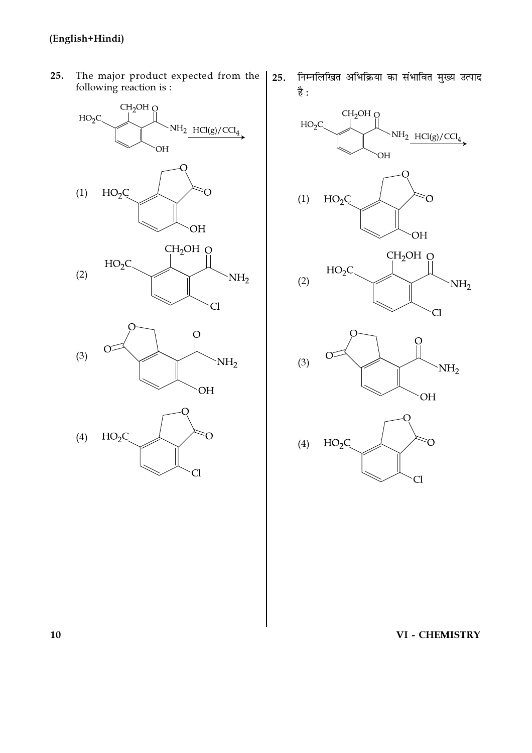25. The major product expected from the following reaction is :

(1)

(2)

(3)

(4)

25. निम्नलिखित अभिक्रिया का संभावित मुख्य उत्पाद है :

(1)

(2)

(3)

(4)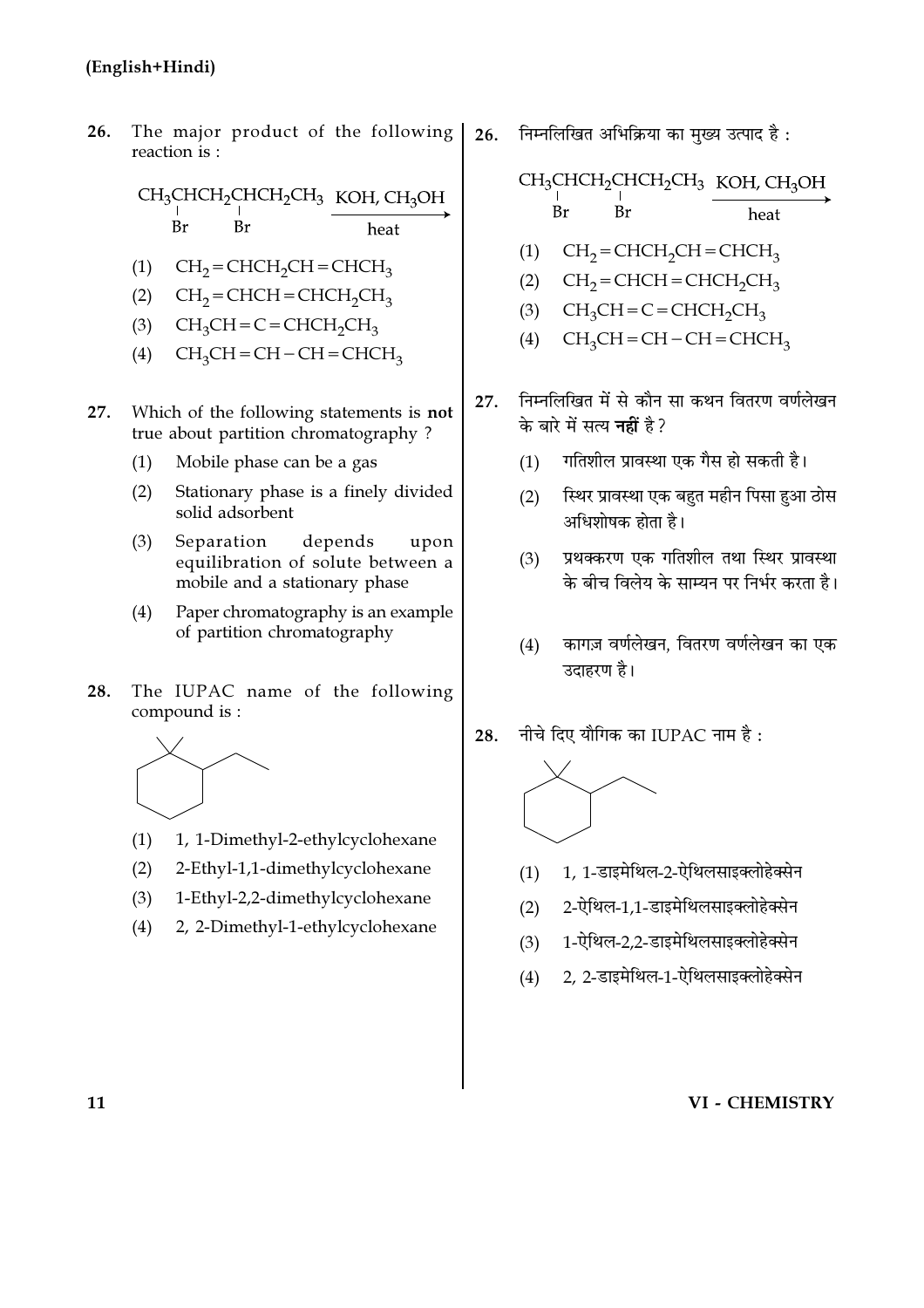**26.** The major product of the following reaction is :

$$\underset{\substack{| \\ Br}}{CH_3CH}CH_2\underset{\substack{| \\ Br}}{CH}CH_2CH_3 \xrightarrow[\text{heat}]{KOH,\ CH_3OH}$$

(1) $CH_2=CHCH_2CH=CHCH_3$

(2) $CH_2=CHCH=CHCH_2CH_3$

(3) $CH_3CH=C=CHCH_2CH_3$

(4) $CH_3CH=CH-CH=CHCH_3$

**27.** Which of the following statements is **not** true about partition chromatography ?

(1) Mobile phase can be a gas

(2) Stationary phase is a finely divided solid adsorbent

(3) Separation depends upon equilibration of solute between a mobile and a stationary phase

(4) Paper chromatography is an example of partition chromatography

**28.** The IUPAC name of the following compound is :

(1) 1, 1-Dimethyl-2-ethylcyclohexane

(2) 2-Ethyl-1,1-dimethylcyclohexane

(3) 1-Ethyl-2,2-dimethylcyclohexane

(4) 2, 2-Dimethyl-1-ethylcyclohexane

**26.** निम्नलिखित अभिक्रिया का मुख्य उत्पाद है :

$$\underset{\substack{| \\ Br}}{CH_3CH}CH_2\underset{\substack{| \\ Br}}{CH}CH_2CH_3 \xrightarrow[\text{heat}]{KOH,\ CH_3OH}$$

(1) $CH_2=CHCH_2CH=CHCH_3$

(2) $CH_2=CHCH=CHCH_2CH_3$

(3) $CH_3CH=C=CHCH_2CH_3$

(4) $CH_3CH=CH-CH=CHCH_3$

**27.** निम्नलिखित में से कौन सा कथन वितरण वर्णलेखन के बारे में सत्य **नहीं** है ?

(1) गतिशील प्रावस्था एक गैस हो सकती है।

(2) स्थिर प्रावस्था एक बहुत महीन पिसा हुआ ठोस अधिशोषक होता है।

(3) प्रथक्करण एक गतिशील तथा स्थिर प्रावस्था के बीच विलेय के साम्यन पर निर्भर करता है।

(4) कागज़ वर्णलेखन, वितरण वर्णलेखन का एक उदाहरण है।

**28.** नीचे दिए यौगिक का IUPAC नाम है :

(1) 1, 1-डाइमेथिल-2-ऐथिलसाइक्लोहेक्सेन

(2) 2-ऐथिल-1,1-डाइमेथिलसाइक्लोहेक्सेन

(3) 1-ऐथिल-2,2-डाइमेथिलसाइक्लोहेक्सेन

(4) 2, 2-डाइमेथिल-1-ऐथिलसाइक्लोहेक्सेन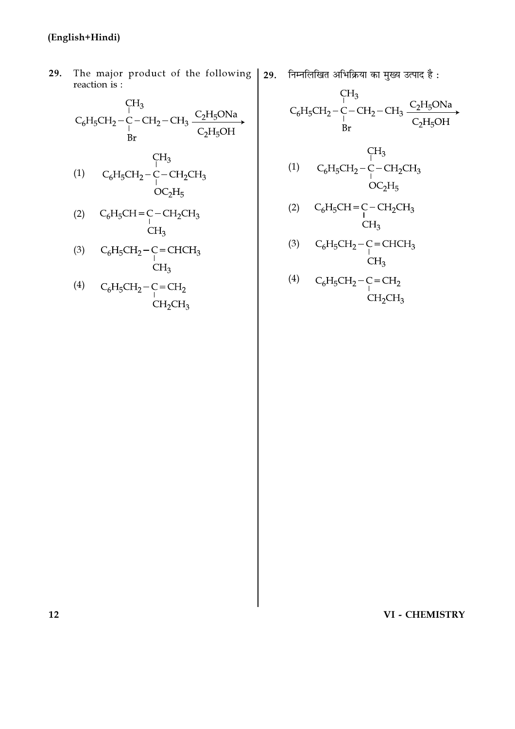29. The major product of the following reaction is :

$$C_6H_5CH_2-\underset{\underset{Br}{|}}{\overset{\overset{CH_3}{|}}{C}}-CH_2-CH_3 \xrightarrow[C_2H_5OH]{C_2H_5ONa}$$

(1) $C_6H_5CH_2-\underset{\underset{OC_2H_5}{|}}{\overset{\overset{CH_3}{|}}{C}}-CH_2CH_3$

(2) $C_6H_5CH=\underset{\underset{CH_3}{|}}{C}-CH_2CH_3$

(3) $C_6H_5CH_2-\underset{\underset{CH_3}{|}}{C}=CHCH_3$

(4) $C_6H_5CH_2-\underset{\underset{CH_2CH_3}{|}}{C}=CH_2$

29. निम्नलिखित अभिक्रिया का मुख्य उत्पाद है :

$$C_6H_5CH_2-\underset{\underset{Br}{|}}{\overset{\overset{CH_3}{|}}{C}}-CH_2-CH_3 \xrightarrow[C_2H_5OH]{C_2H_5ONa}$$

(1) $C_6H_5CH_2-\underset{\underset{OC_2H_5}{|}}{\overset{\overset{CH_3}{|}}{C}}-CH_2CH_3$

(2) $C_6H_5CH=\underset{\underset{CH_3}{|}}{C}-CH_2CH_3$

(3) $C_6H_5CH_2-\underset{\underset{CH_3}{|}}{C}=CHCH_3$

(4) $C_6H_5CH_2-\underset{\underset{CH_2CH_3}{|}}{C}=CH_2$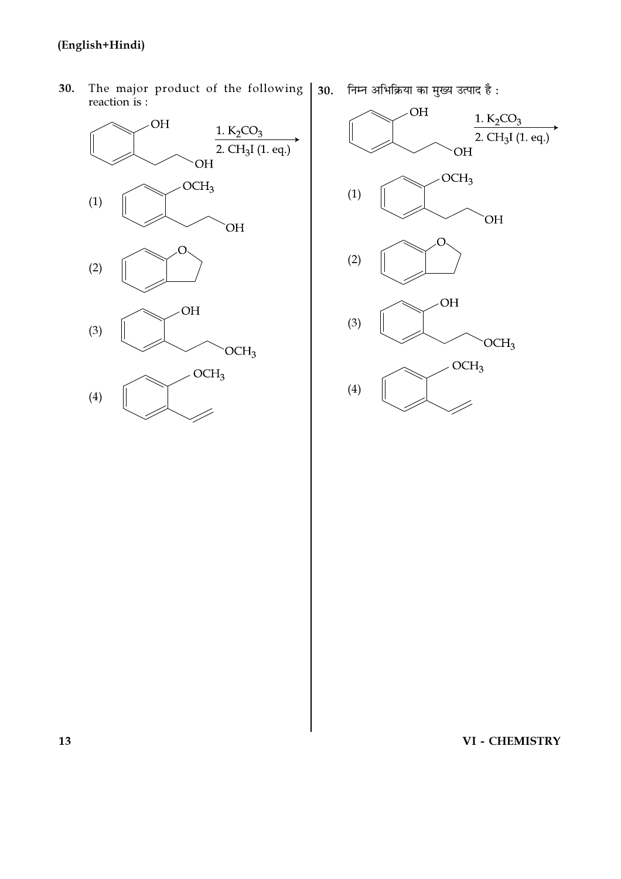30. The major product of the following reaction is :

[Reaction: 2-(2-hydroxyethyl)phenol (benzene ring with OH and $CH_2CH_2OH$ on adjacent carbons) $\xrightarrow[\text{2. } CH_3I \text{ (1. eq.)}]{\text{1. } K_2CO_3}$]

(1) [Benzene ring with $OCH_3$ and $CH_2CH_2OH$ on adjacent carbons]

(2) [2,3-Dihydrobenzofuran: benzene ring fused with a five-membered ring containing O]

(3) [Benzene ring with OH and $CH_2CH_2OCH_3$ on adjacent carbons]

(4) [Benzene ring with $OCH_3$ and $CH=CH_2$ on adjacent carbons]

30. निम्न अभिक्रिया का मुख्य उत्पाद है :

[Reaction: 2-(2-hydroxyethyl)phenol (benzene ring with OH and $CH_2CH_2OH$ on adjacent carbons) $\xrightarrow[\text{2. } CH_3I \text{ (1. eq.)}]{\text{1. } K_2CO_3}$]

(1) [Benzene ring with $OCH_3$ and $CH_2CH_2OH$ on adjacent carbons]

(2) [2,3-Dihydrobenzofuran: benzene ring fused with a five-membered ring containing O]

(3) [Benzene ring with OH and $CH_2CH_2OCH_3$ on adjacent carbons]

(4) [Benzene ring with $OCH_3$ and $CH=CH_2$ on adjacent carbons]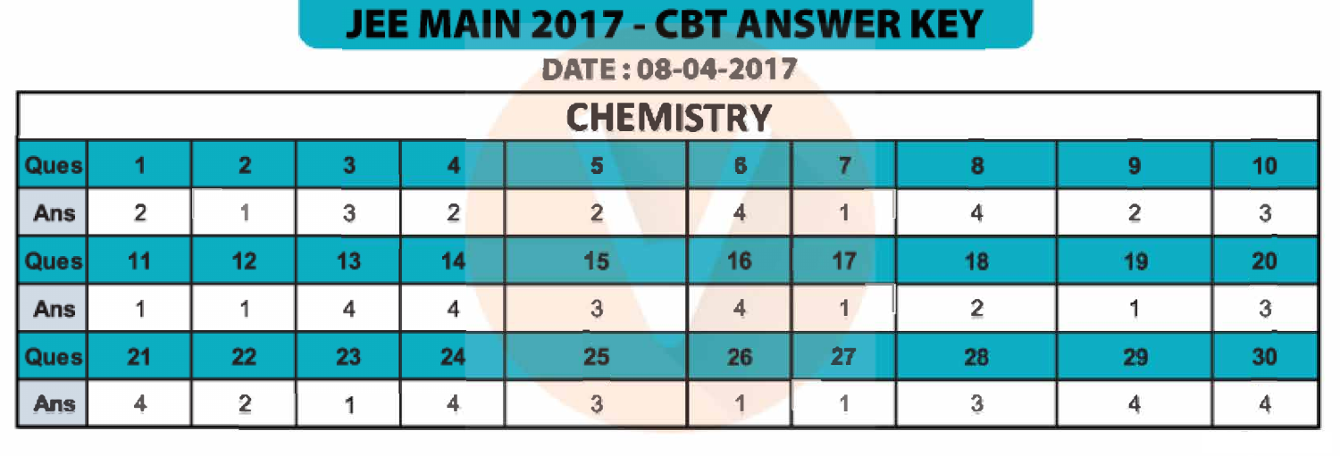# JEE MAIN 2017 - CBT ANSWER KEY

DATE : 08-04-2017

## CHEMISTRY

| Ques | 1 | 2 | 3 | 4 | 5 | 6 | 7 | 8 | 9 | 10 |
|---|---|---|---|---|---|---|---|---|---|---|
| Ans | 2 | 1 | 3 | 2 | 2 | 4 | 1 | 4 | 2 | 3 |
| Ques | 11 | 12 | 13 | 14 | 15 | 16 | 17 | 18 | 19 | 20 |
| Ans | 1 | 1 | 4 | 4 | 3 | 4 | 1 | 2 | 1 | 3 |
| Ques | 21 | 22 | 23 | 24 | 25 | 26 | 27 | 28 | 29 | 30 |
| Ans | 4 | 2 | 1 | 4 | 3 | 1 | 1 | 3 | 4 | 4 |